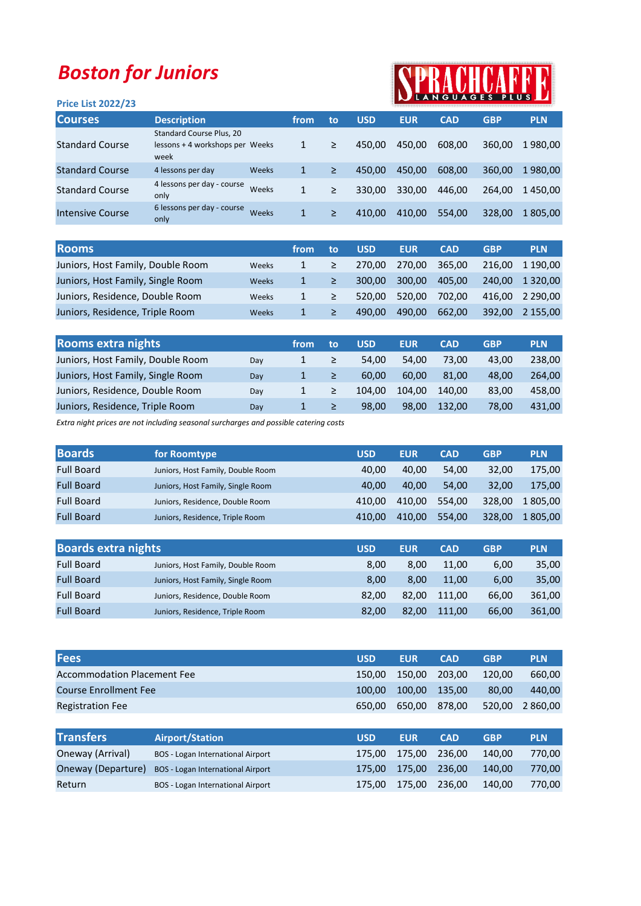# Boston for Juniors

SPRACHCAFFE LANGUAGES PLUS

**Price List 2022/23**

| Courses | Description | | from | to | USD | EUR | CAD | GBP | PLN |
|---|---|---|---|---|---|---|---|---|---|
| Standard Course | Standard Course Plus, 20 lessons + 4 workshops per week | Weeks | 1 | ≥ | 450,00 | 450,00 | 608,00 | 360,00 | 1 980,00 |
| Standard Course | 4 lessons per day | Weeks | 1 | ≥ | 450,00 | 450,00 | 608,00 | 360,00 | 1 980,00 |
| Standard Course | 4 lessons per day - course only | Weeks | 1 | ≥ | 330,00 | 330,00 | 446,00 | 264,00 | 1 450,00 |
| Intensive Course | 6 lessons per day - course only | Weeks | 1 | ≥ | 410,00 | 410,00 | 554,00 | 328,00 | 1 805,00 |

| Rooms | | from | to | USD | EUR | CAD | GBP | PLN |
|---|---|---|---|---|---|---|---|---|
| Juniors, Host Family, Double Room | Weeks | 1 | ≥ | 270,00 | 270,00 | 365,00 | 216,00 | 1 190,00 |
| Juniors, Host Family, Single Room | Weeks | 1 | ≥ | 300,00 | 300,00 | 405,00 | 240,00 | 1 320,00 |
| Juniors, Residence, Double Room | Weeks | 1 | ≥ | 520,00 | 520,00 | 702,00 | 416,00 | 2 290,00 |
| Juniors, Residence, Triple Room | Weeks | 1 | ≥ | 490,00 | 490,00 | 662,00 | 392,00 | 2 155,00 |

| Rooms extra nights | | from | to | USD | EUR | CAD | GBP | PLN |
|---|---|---|---|---|---|---|---|---|
| Juniors, Host Family, Double Room | Day | 1 | ≥ | 54,00 | 54,00 | 73,00 | 43,00 | 238,00 |
| Juniors, Host Family, Single Room | Day | 1 | ≥ | 60,00 | 60,00 | 81,00 | 48,00 | 264,00 |
| Juniors, Residence, Double Room | Day | 1 | ≥ | 104,00 | 104,00 | 140,00 | 83,00 | 458,00 |
| Juniors, Residence, Triple Room | Day | 1 | ≥ | 98,00 | 98,00 | 132,00 | 78,00 | 431,00 |

*Extra night prices are not including seasonal surcharges and possible catering costs*

| Boards | for Roomtype | USD | EUR | CAD | GBP | PLN |
|---|---|---|---|---|---|---|
| Full Board | Juniors, Host Family, Double Room | 40,00 | 40,00 | 54,00 | 32,00 | 175,00 |
| Full Board | Juniors, Host Family, Single Room | 40,00 | 40,00 | 54,00 | 32,00 | 175,00 |
| Full Board | Juniors, Residence, Double Room | 410,00 | 410,00 | 554,00 | 328,00 | 1 805,00 |
| Full Board | Juniors, Residence, Triple Room | 410,00 | 410,00 | 554,00 | 328,00 | 1 805,00 |

| Boards extra nights | | USD | EUR | CAD | GBP | PLN |
|---|---|---|---|---|---|---|
| Full Board | Juniors, Host Family, Double Room | 8,00 | 8,00 | 11,00 | 6,00 | 35,00 |
| Full Board | Juniors, Host Family, Single Room | 8,00 | 8,00 | 11,00 | 6,00 | 35,00 |
| Full Board | Juniors, Residence, Double Room | 82,00 | 82,00 | 111,00 | 66,00 | 361,00 |
| Full Board | Juniors, Residence, Triple Room | 82,00 | 82,00 | 111,00 | 66,00 | 361,00 |

| Fees | USD | EUR | CAD | GBP | PLN |
|---|---|---|---|---|---|
| Accommodation Placement Fee | 150,00 | 150,00 | 203,00 | 120,00 | 660,00 |
| Course Enrollment Fee | 100,00 | 100,00 | 135,00 | 80,00 | 440,00 |
| Registration Fee | 650,00 | 650,00 | 878,00 | 520,00 | 2 860,00 |

| Transfers | Airport/Station | USD | EUR | CAD | GBP | PLN |
|---|---|---|---|---|---|---|
| Oneway (Arrival) | BOS - Logan International Airport | 175,00 | 175,00 | 236,00 | 140,00 | 770,00 |
| Oneway (Departure) | BOS - Logan International Airport | 175,00 | 175,00 | 236,00 | 140,00 | 770,00 |
| Return | BOS - Logan International Airport | 175,00 | 175,00 | 236,00 | 140,00 | 770,00 |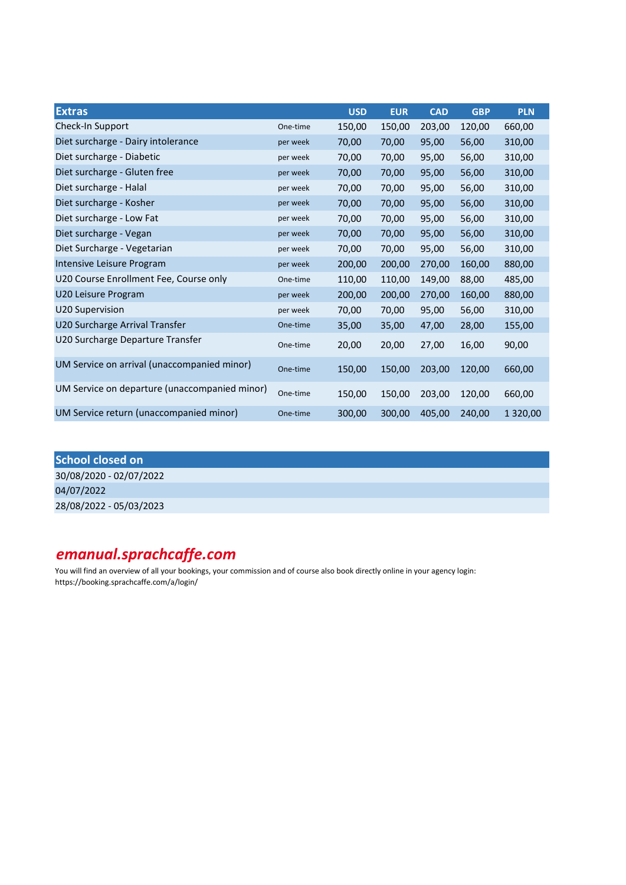| Extras | | USD | EUR | CAD | GBP | PLN |
|---|---|---|---|---|---|---|
| Check-In Support | One-time | 150,00 | 150,00 | 203,00 | 120,00 | 660,00 |
| Diet surcharge - Dairy intolerance | per week | 70,00 | 70,00 | 95,00 | 56,00 | 310,00 |
| Diet surcharge - Diabetic | per week | 70,00 | 70,00 | 95,00 | 56,00 | 310,00 |
| Diet surcharge - Gluten free | per week | 70,00 | 70,00 | 95,00 | 56,00 | 310,00 |
| Diet surcharge - Halal | per week | 70,00 | 70,00 | 95,00 | 56,00 | 310,00 |
| Diet surcharge - Kosher | per week | 70,00 | 70,00 | 95,00 | 56,00 | 310,00 |
| Diet surcharge - Low Fat | per week | 70,00 | 70,00 | 95,00 | 56,00 | 310,00 |
| Diet surcharge - Vegan | per week | 70,00 | 70,00 | 95,00 | 56,00 | 310,00 |
| Diet Surcharge - Vegetarian | per week | 70,00 | 70,00 | 95,00 | 56,00 | 310,00 |
| Intensive Leisure Program | per week | 200,00 | 200,00 | 270,00 | 160,00 | 880,00 |
| U20 Course Enrollment Fee, Course only | One-time | 110,00 | 110,00 | 149,00 | 88,00 | 485,00 |
| U20 Leisure Program | per week | 200,00 | 200,00 | 270,00 | 160,00 | 880,00 |
| U20 Supervision | per week | 70,00 | 70,00 | 95,00 | 56,00 | 310,00 |
| U20 Surcharge Arrival Transfer | One-time | 35,00 | 35,00 | 47,00 | 28,00 | 155,00 |
| U20 Surcharge Departure Transfer | One-time | 20,00 | 20,00 | 27,00 | 16,00 | 90,00 |
| UM Service on arrival (unaccompanied minor) | One-time | 150,00 | 150,00 | 203,00 | 120,00 | 660,00 |
| UM Service on departure (unaccompanied minor) | One-time | 150,00 | 150,00 | 203,00 | 120,00 | 660,00 |
| UM Service return (unaccompanied minor) | One-time | 300,00 | 300,00 | 405,00 | 240,00 | 1 320,00 |

| School closed on |
|---|
| 30/08/2020 - 02/07/2022 |
| 04/07/2022 |
| 28/08/2022 - 05/03/2023 |

## *emanual.sprachcaffe.com*

You will find an overview of all your bookings, your commission and of course also book directly online in your agency login:
https://booking.sprachcaffe.com/a/login/